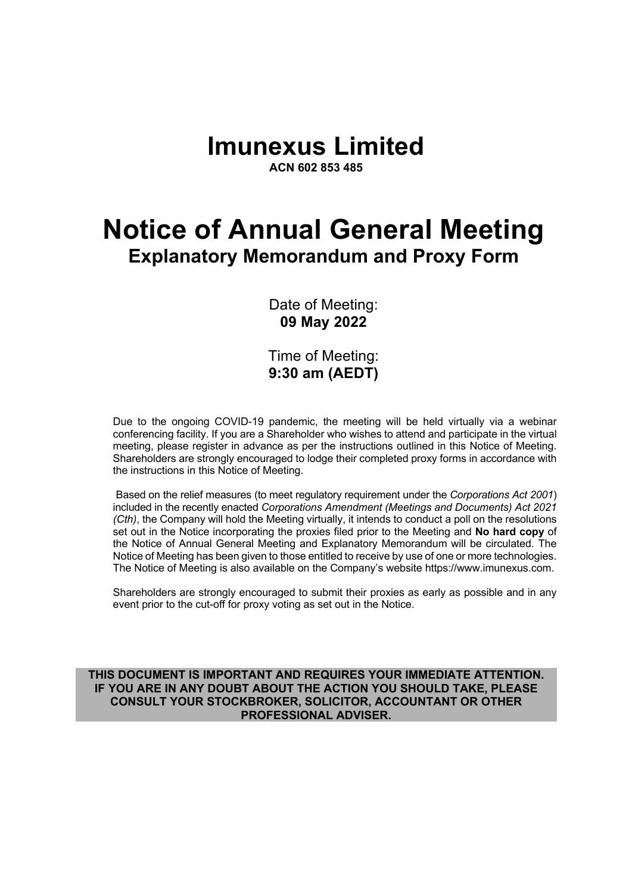# Imunexus Limited

**ACN 602 853 485**

# Notice of Annual General Meeting

## Explanatory Memorandum and Proxy Form

Date of Meeting:
**09 May 2022**

Time of Meeting:
**9:30 am (AEDT)**

Due to the ongoing COVID-19 pandemic, the meeting will be held virtually via a webinar conferencing facility. If you are a Shareholder who wishes to attend and participate in the virtual meeting, please register in advance as per the instructions outlined in this Notice of Meeting. Shareholders are strongly encouraged to lodge their completed proxy forms in accordance with the instructions in this Notice of Meeting.

Based on the relief measures (to meet regulatory requirement under the *Corporations Act 2001*) included in the recently enacted *Corporations Amendment (Meetings and Documents) Act 2021 (Cth)*, the Company will hold the Meeting virtually, it intends to conduct a poll on the resolutions set out in the Notice incorporating the proxies filed prior to the Meeting and **No hard copy** of the Notice of Annual General Meeting and Explanatory Memorandum will be circulated. The Notice of Meeting has been given to those entitled to receive by use of one or more technologies. The Notice of Meeting is also available on the Company's website https://www.imunexus.com.

Shareholders are strongly encouraged to submit their proxies as early as possible and in any event prior to the cut-off for proxy voting as set out in the Notice.

**THIS DOCUMENT IS IMPORTANT AND REQUIRES YOUR IMMEDIATE ATTENTION. IF YOU ARE IN ANY DOUBT ABOUT THE ACTION YOU SHOULD TAKE, PLEASE CONSULT YOUR STOCKBROKER, SOLICITOR, ACCOUNTANT OR OTHER PROFESSIONAL ADVISER.**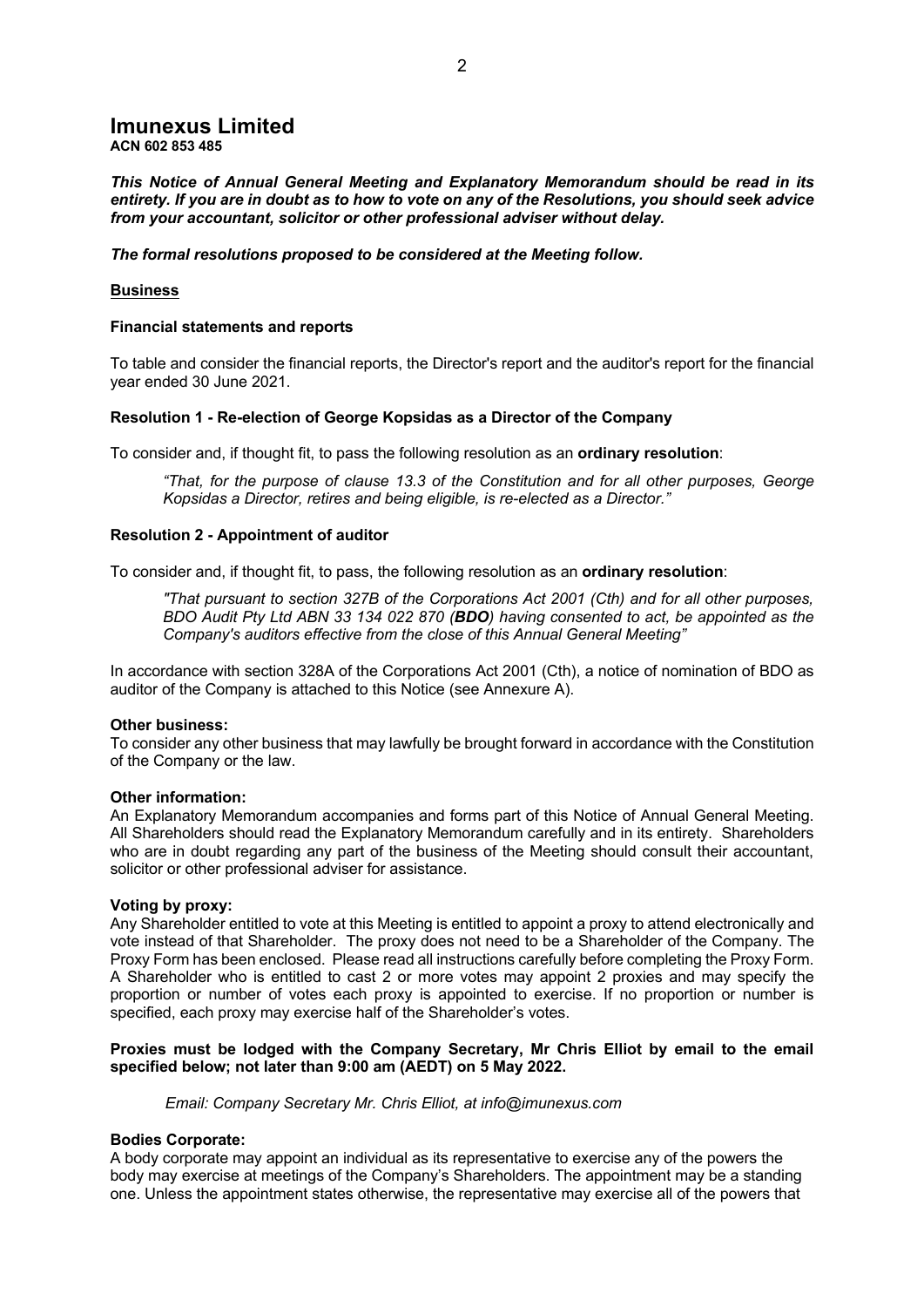# Imunexus Limited

**ACN 602 853 485**

***This Notice of Annual General Meeting and Explanatory Memorandum should be read in its entirety. If you are in doubt as to how to vote on any of the Resolutions, you should seek advice from your accountant, solicitor or other professional adviser without delay.***

***The formal resolutions proposed to be considered at the Meeting follow.***

**Business**

**Financial statements and reports**

To table and consider the financial reports, the Director's report and the auditor's report for the financial year ended 30 June 2021.

**Resolution 1 - Re-election of George Kopsidas as a Director of the Company**

To consider and, if thought fit, to pass the following resolution as an **ordinary resolution**:

> *"That, for the purpose of clause 13.3 of the Constitution and for all other purposes, George Kopsidas a Director, retires and being eligible, is re-elected as a Director."*

**Resolution 2 - Appointment of auditor**

To consider and, if thought fit, to pass, the following resolution as an **ordinary resolution**:

> *"That pursuant to section 327B of the Corporations Act 2001 (Cth) and for all other purposes, BDO Audit Pty Ltd ABN 33 134 022 870 (**BDO**) having consented to act, be appointed as the Company's auditors effective from the close of this Annual General Meeting"*

In accordance with section 328A of the Corporations Act 2001 (Cth), a notice of nomination of BDO as auditor of the Company is attached to this Notice (see Annexure A).

**Other business:**
To consider any other business that may lawfully be brought forward in accordance with the Constitution of the Company or the law.

**Other information:**
An Explanatory Memorandum accompanies and forms part of this Notice of Annual General Meeting. All Shareholders should read the Explanatory Memorandum carefully and in its entirety. Shareholders who are in doubt regarding any part of the business of the Meeting should consult their accountant, solicitor or other professional adviser for assistance.

**Voting by proxy:**
Any Shareholder entitled to vote at this Meeting is entitled to appoint a proxy to attend electronically and vote instead of that Shareholder. The proxy does not need to be a Shareholder of the Company. The Proxy Form has been enclosed. Please read all instructions carefully before completing the Proxy Form. A Shareholder who is entitled to cast 2 or more votes may appoint 2 proxies and may specify the proportion or number of votes each proxy is appointed to exercise. If no proportion or number is specified, each proxy may exercise half of the Shareholder's votes.

**Proxies must be lodged with the Company Secretary, Mr Chris Elliot by email to the email specified below; not later than 9:00 am (AEDT) on 5 May 2022.**

> *Email: Company Secretary Mr. Chris Elliot, at info@imunexus.com*

**Bodies Corporate:**
A body corporate may appoint an individual as its representative to exercise any of the powers the body may exercise at meetings of the Company's Shareholders. The appointment may be a standing one. Unless the appointment states otherwise, the representative may exercise all of the powers that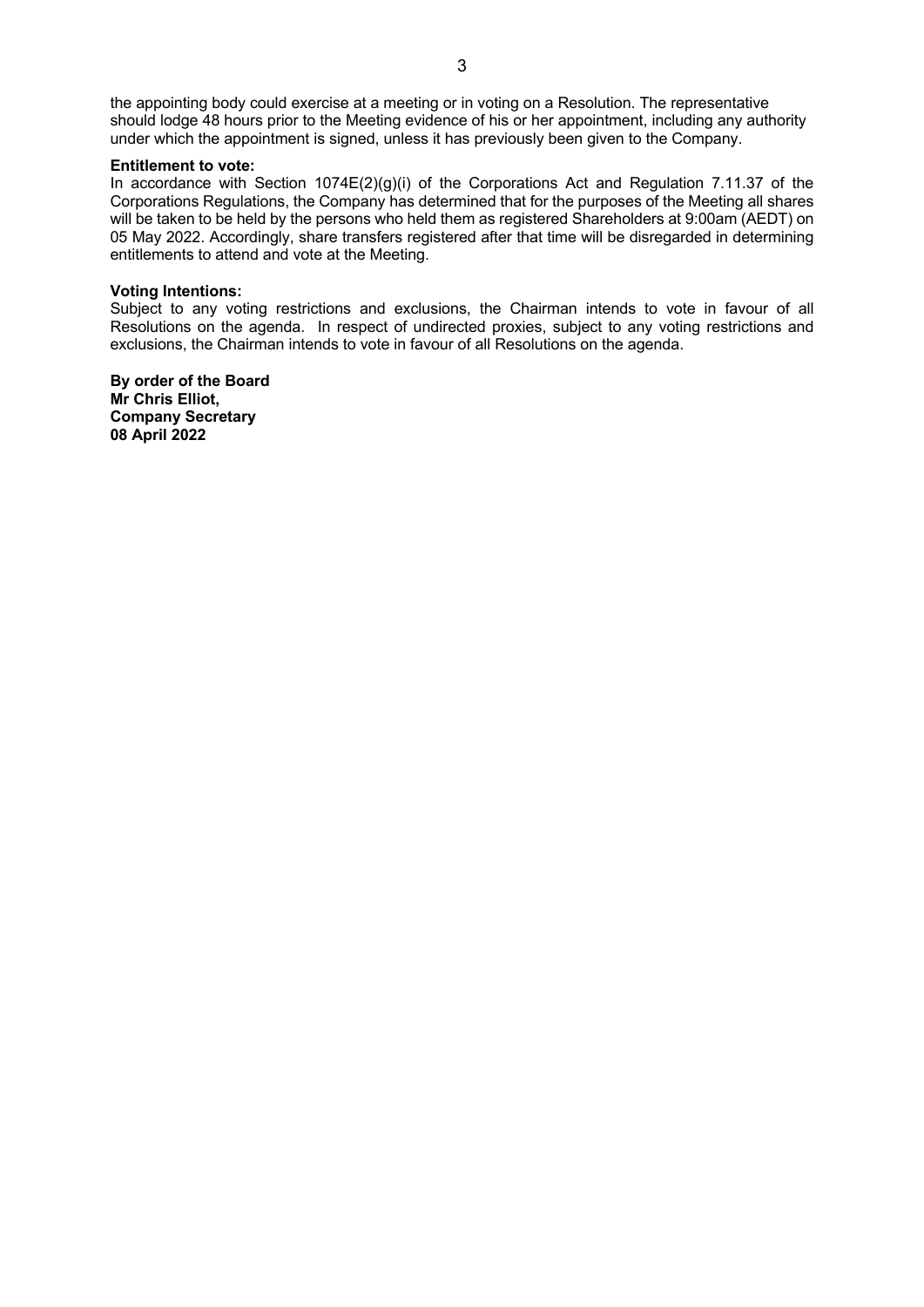the appointing body could exercise at a meeting or in voting on a Resolution. The representative should lodge 48 hours prior to the Meeting evidence of his or her appointment, including any authority under which the appointment is signed, unless it has previously been given to the Company.

**Entitlement to vote:**

In accordance with Section 1074E(2)(g)(i) of the Corporations Act and Regulation 7.11.37 of the Corporations Regulations, the Company has determined that for the purposes of the Meeting all shares will be taken to be held by the persons who held them as registered Shareholders at 9:00am (AEDT) on 05 May 2022. Accordingly, share transfers registered after that time will be disregarded in determining entitlements to attend and vote at the Meeting.

**Voting Intentions:**

Subject to any voting restrictions and exclusions, the Chairman intends to vote in favour of all Resolutions on the agenda. In respect of undirected proxies, subject to any voting restrictions and exclusions, the Chairman intends to vote in favour of all Resolutions on the agenda.

**By order of the Board**
**Mr Chris Elliot,**
**Company Secretary**
**08 April 2022**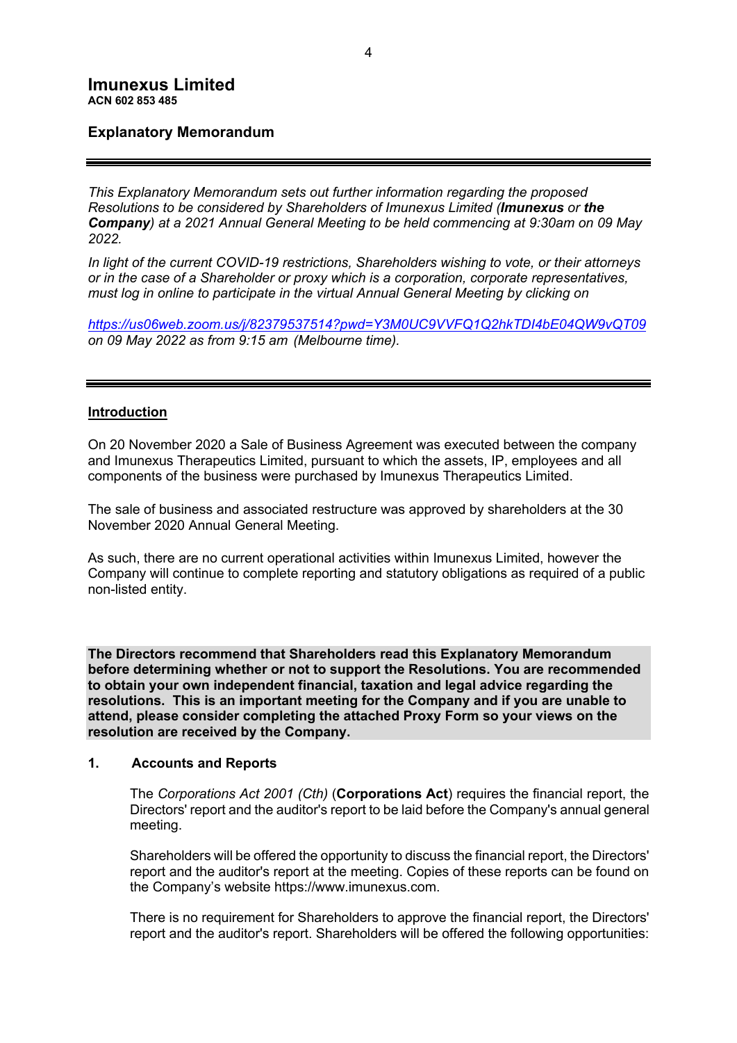# Imunexus Limited

**ACN 602 853 485**

## Explanatory Memorandum

---

*This Explanatory Memorandum sets out further information regarding the proposed Resolutions to be considered by Shareholders of Imunexus Limited (**Imunexus** or **the Company**) at a 2021 Annual General Meeting to be held commencing at 9:30am on 09 May 2022.*

*In light of the current COVID-19 restrictions, Shareholders wishing to vote, or their attorneys or in the case of a Shareholder or proxy which is a corporation, corporate representatives, must log in online to participate in the virtual Annual General Meeting by clicking on*

*https://us06web.zoom.us/j/82379537514?pwd=Y3M0UC9VVFQ1Q2hkTDI4bE04QW9vQT09 on 09 May 2022 as from 9:15 am (Melbourne time).*

---

**Introduction**

On 20 November 2020 a Sale of Business Agreement was executed between the company and Imunexus Therapeutics Limited, pursuant to which the assets, IP, employees and all components of the business were purchased by Imunexus Therapeutics Limited.

The sale of business and associated restructure was approved by shareholders at the 30 November 2020 Annual General Meeting.

As such, there are no current operational activities within Imunexus Limited, however the Company will continue to complete reporting and statutory obligations as required of a public non-listed entity.

**The Directors recommend that Shareholders read this Explanatory Memorandum before determining whether or not to support the Resolutions. You are recommended to obtain your own independent financial, taxation and legal advice regarding the resolutions. This is an important meeting for the Company and if you are unable to attend, please consider completing the attached Proxy Form so your views on the resolution are received by the Company.**

### 1. Accounts and Reports

The *Corporations Act 2001 (Cth)* (**Corporations Act**) requires the financial report, the Directors' report and the auditor's report to be laid before the Company's annual general meeting.

Shareholders will be offered the opportunity to discuss the financial report, the Directors' report and the auditor's report at the meeting. Copies of these reports can be found on the Company's website https://www.imunexus.com.

There is no requirement for Shareholders to approve the financial report, the Directors' report and the auditor's report. Shareholders will be offered the following opportunities: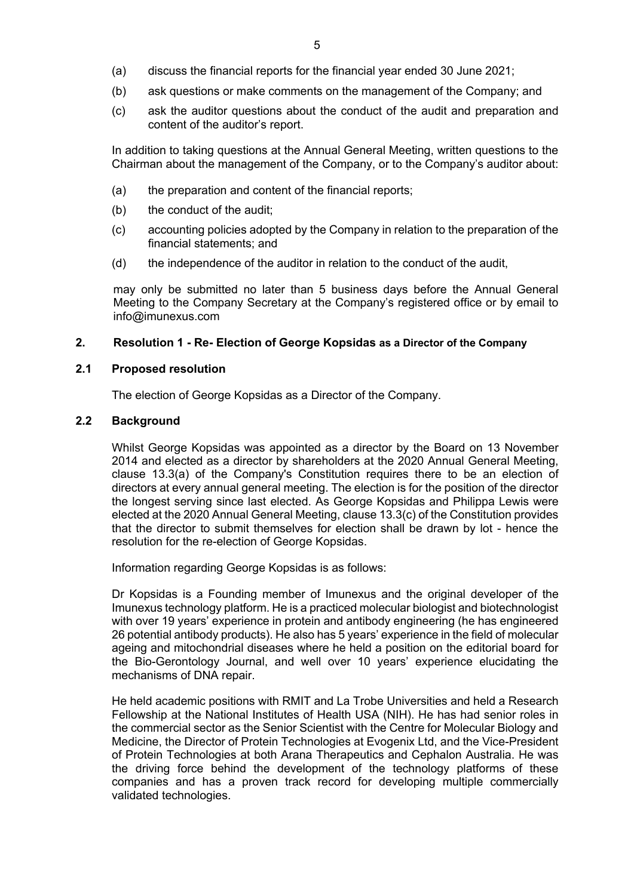(a) discuss the financial reports for the financial year ended 30 June 2021;

(b) ask questions or make comments on the management of the Company; and

(c) ask the auditor questions about the conduct of the audit and preparation and content of the auditor's report.

In addition to taking questions at the Annual General Meeting, written questions to the Chairman about the management of the Company, or to the Company's auditor about:

(a) the preparation and content of the financial reports;

(b) the conduct of the audit;

(c) accounting policies adopted by the Company in relation to the preparation of the financial statements; and

(d) the independence of the auditor in relation to the conduct of the audit,

may only be submitted no later than 5 business days before the Annual General Meeting to the Company Secretary at the Company's registered office or by email to info@imunexus.com

## 2. Resolution 1 - Re- Election of George Kopsidas as a Director of the Company

### 2.1 Proposed resolution

The election of George Kopsidas as a Director of the Company.

### 2.2 Background

Whilst George Kopsidas was appointed as a director by the Board on 13 November 2014 and elected as a director by shareholders at the 2020 Annual General Meeting, clause 13.3(a) of the Company's Constitution requires there to be an election of directors at every annual general meeting. The election is for the position of the director the longest serving since last elected. As George Kopsidas and Philippa Lewis were elected at the 2020 Annual General Meeting, clause 13.3(c) of the Constitution provides that the director to submit themselves for election shall be drawn by lot - hence the resolution for the re-election of George Kopsidas.

Information regarding George Kopsidas is as follows:

Dr Kopsidas is a Founding member of Imunexus and the original developer of the Imunexus technology platform. He is a practiced molecular biologist and biotechnologist with over 19 years' experience in protein and antibody engineering (he has engineered 26 potential antibody products). He also has 5 years' experience in the field of molecular ageing and mitochondrial diseases where he held a position on the editorial board for the Bio-Gerontology Journal, and well over 10 years' experience elucidating the mechanisms of DNA repair.

He held academic positions with RMIT and La Trobe Universities and held a Research Fellowship at the National Institutes of Health USA (NIH). He has had senior roles in the commercial sector as the Senior Scientist with the Centre for Molecular Biology and Medicine, the Director of Protein Technologies at Evogenix Ltd, and the Vice-President of Protein Technologies at both Arana Therapeutics and Cephalon Australia. He was the driving force behind the development of the technology platforms of these companies and has a proven track record for developing multiple commercially validated technologies.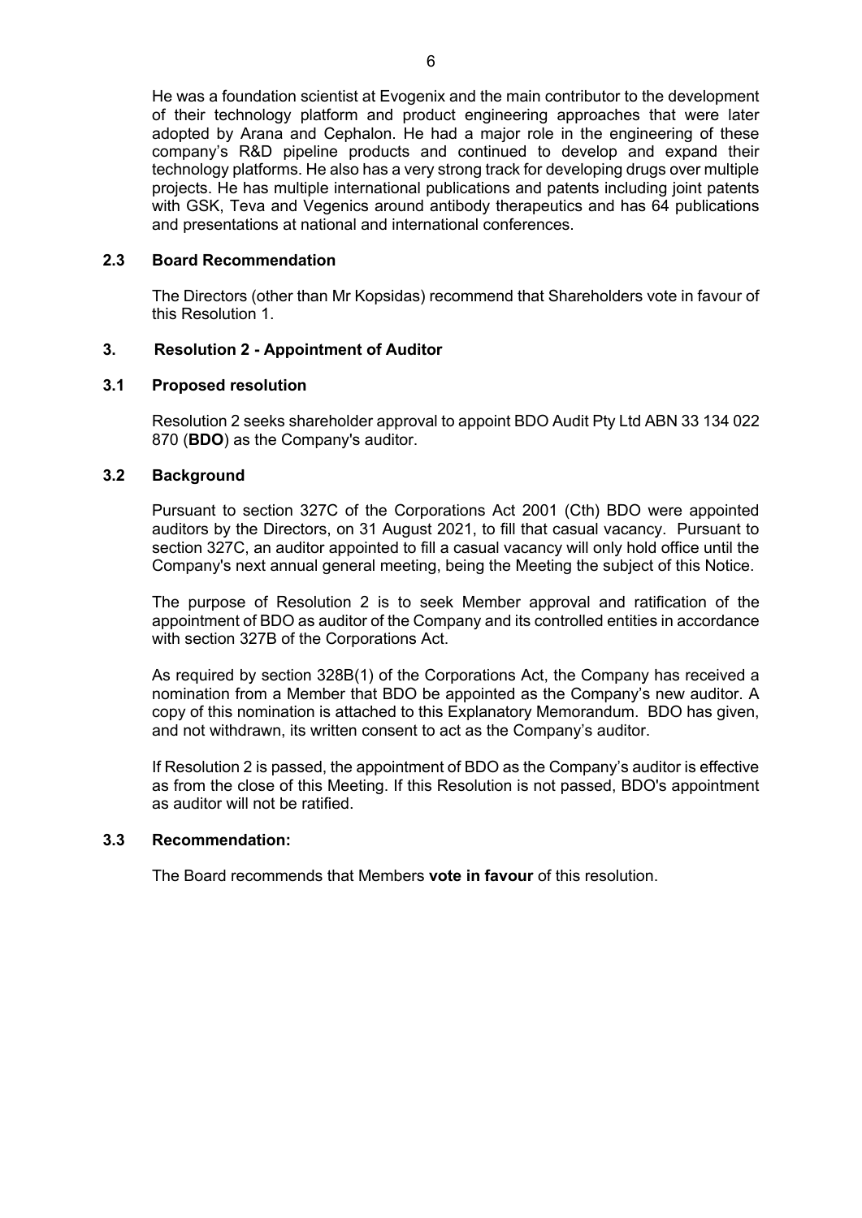He was a foundation scientist at Evogenix and the main contributor to the development of their technology platform and product engineering approaches that were later adopted by Arana and Cephalon. He had a major role in the engineering of these company's R&D pipeline products and continued to develop and expand their technology platforms. He also has a very strong track for developing drugs over multiple projects. He has multiple international publications and patents including joint patents with GSK, Teva and Vegenics around antibody therapeutics and has 64 publications and presentations at national and international conferences.

### 2.3 Board Recommendation

The Directors (other than Mr Kopsidas) recommend that Shareholders vote in favour of this Resolution 1.

## 3. Resolution 2 - Appointment of Auditor

### 3.1 Proposed resolution

Resolution 2 seeks shareholder approval to appoint BDO Audit Pty Ltd ABN 33 134 022 870 (**BDO**) as the Company's auditor.

### 3.2 Background

Pursuant to section 327C of the Corporations Act 2001 (Cth) BDO were appointed auditors by the Directors, on 31 August 2021, to fill that casual vacancy. Pursuant to section 327C, an auditor appointed to fill a casual vacancy will only hold office until the Company's next annual general meeting, being the Meeting the subject of this Notice.

The purpose of Resolution 2 is to seek Member approval and ratification of the appointment of BDO as auditor of the Company and its controlled entities in accordance with section 327B of the Corporations Act.

As required by section 328B(1) of the Corporations Act, the Company has received a nomination from a Member that BDO be appointed as the Company's new auditor. A copy of this nomination is attached to this Explanatory Memorandum. BDO has given, and not withdrawn, its written consent to act as the Company's auditor.

If Resolution 2 is passed, the appointment of BDO as the Company's auditor is effective as from the close of this Meeting. If this Resolution is not passed, BDO's appointment as auditor will not be ratified.

### 3.3 Recommendation:

The Board recommends that Members **vote in favour** of this resolution.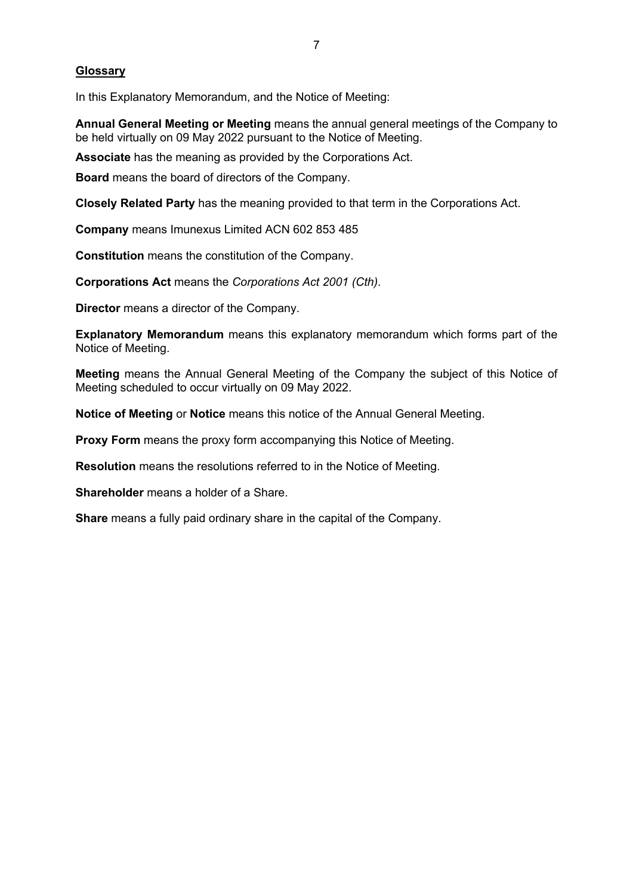**<u>Glossary</u>**

In this Explanatory Memorandum, and the Notice of Meeting:

**Annual General Meeting or Meeting** means the annual general meetings of the Company to be held virtually on 09 May 2022 pursuant to the Notice of Meeting.

**Associate** has the meaning as provided by the Corporations Act.

**Board** means the board of directors of the Company.

**Closely Related Party** has the meaning provided to that term in the Corporations Act.

**Company** means Imunexus Limited ACN 602 853 485

**Constitution** means the constitution of the Company.

**Corporations Act** means the *Corporations Act 2001 (Cth)*.

**Director** means a director of the Company.

**Explanatory Memorandum** means this explanatory memorandum which forms part of the Notice of Meeting.

**Meeting** means the Annual General Meeting of the Company the subject of this Notice of Meeting scheduled to occur virtually on 09 May 2022.

**Notice of Meeting** or **Notice** means this notice of the Annual General Meeting.

**Proxy Form** means the proxy form accompanying this Notice of Meeting.

**Resolution** means the resolutions referred to in the Notice of Meeting.

**Shareholder** means a holder of a Share.

**Share** means a fully paid ordinary share in the capital of the Company.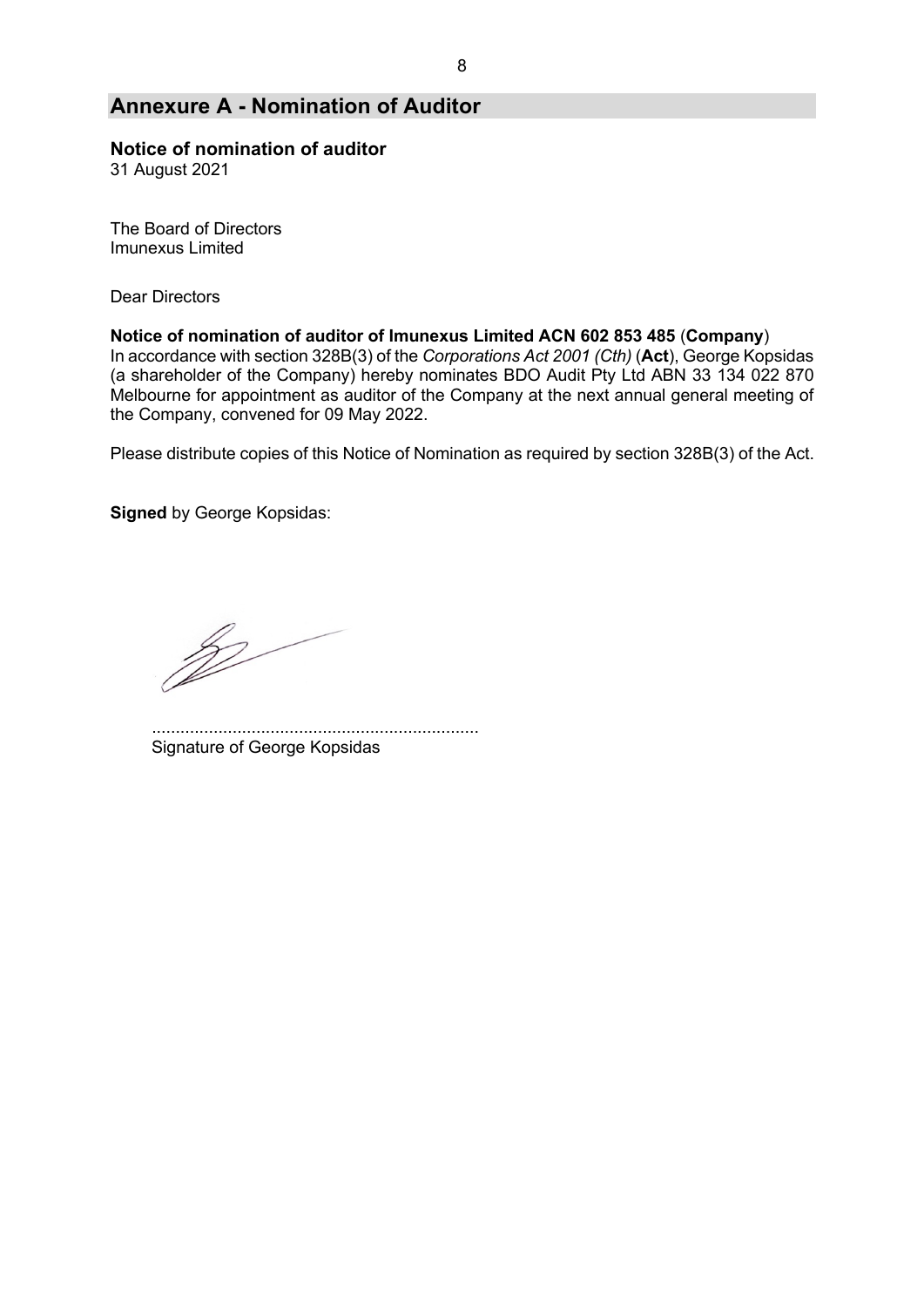# Annexure A - Nomination of Auditor

**Notice of nomination of auditor**
31 August 2021

The Board of Directors
Imunexus Limited

Dear Directors

**Notice of nomination of auditor of Imunexus Limited ACN 602 853 485** (**Company**)
In accordance with section 328B(3) of the *Corporations Act 2001 (Cth)* (**Act**), George Kopsidas (a shareholder of the Company) hereby nominates BDO Audit Pty Ltd ABN 33 134 022 870 Melbourne for appointment as auditor of the Company at the next annual general meeting of the Company, convened for 09 May 2022.

Please distribute copies of this Notice of Nomination as required by section 328B(3) of the Act.

**Signed** by George Kopsidas:

.....................................................................
Signature of George Kopsidas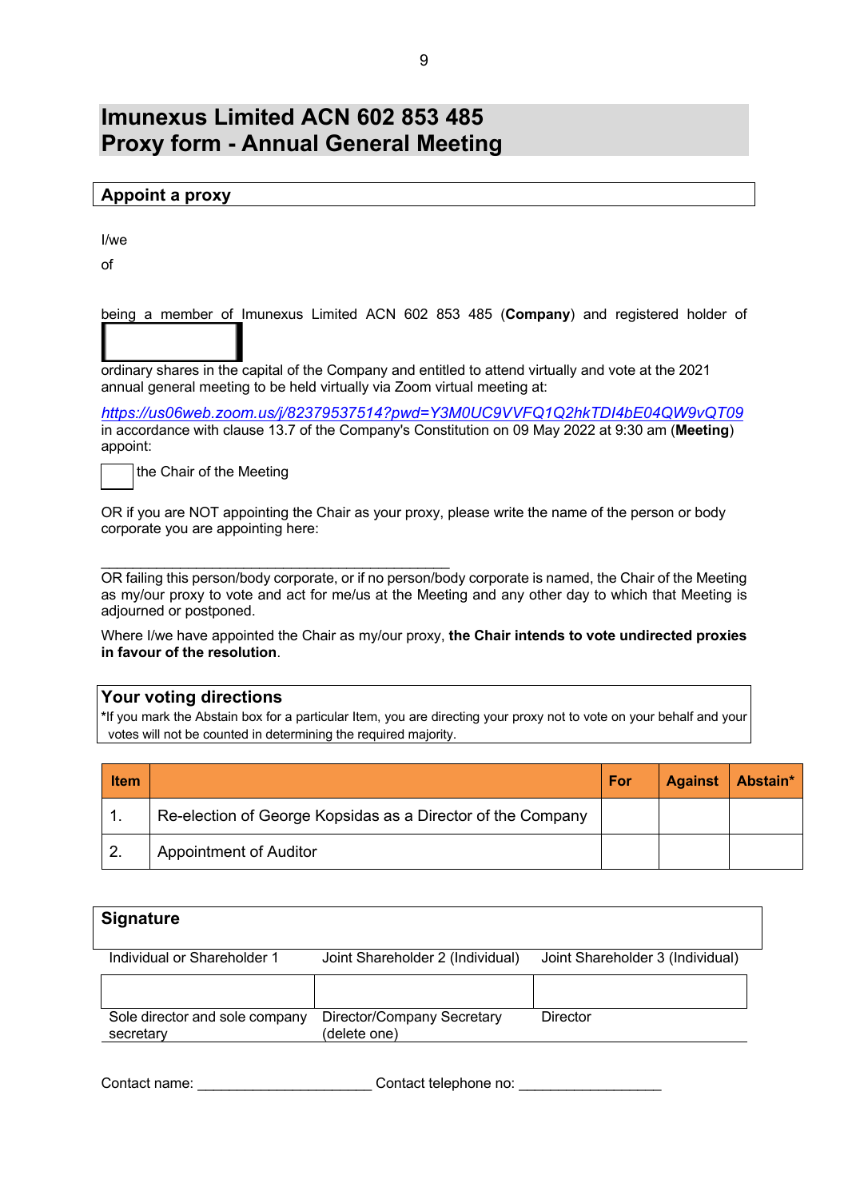# Imunexus Limited ACN 602 853 485
# Proxy form - Annual General Meeting

## Appoint a proxy

I/we

of

being a member of Imunexus Limited ACN 602 853 485 (**Company**) and registered holder of

ordinary shares in the capital of the Company and entitled to attend virtually and vote at the 2021 annual general meeting to be held virtually via Zoom virtual meeting at:

*https://us06web.zoom.us/j/82379537514?pwd=Y3M0UC9VVFQ1Q2hkTDI4bE04QW9vQT09* in accordance with clause 13.7 of the Company's Constitution on 09 May 2022 at 9:30 am (**Meeting**) appoint:

☐ the Chair of the Meeting

OR if you are NOT appointing the Chair as your proxy, please write the name of the person or body corporate you are appointing here:

______________________________________________

OR failing this person/body corporate, or if no person/body corporate is named, the Chair of the Meeting as my/our proxy to vote and act for me/us at the Meeting and any other day to which that Meeting is adjourned or postponed.

Where I/we have appointed the Chair as my/our proxy, **the Chair intends to vote undirected proxies in favour of the resolution**.

## Your voting directions

***If you mark the Abstain box for a particular Item, you are directing your proxy not to vote on your behalf and your votes will not be counted in determining the required majority.**

| Item | | For | Against | Abstain* |
|---|---|---|---|---|
| 1. | Re-election of George Kopsidas as a Director of the Company | | | |
| 2. | Appointment of Auditor | | | |

## Signature

| Individual or Shareholder 1 | Joint Shareholder 2 (Individual) | Joint Shareholder 3 (Individual) |
|---|---|---|
| | | |
| Sole director and sole company secretary | Director/Company Secretary (delete one) | Director |

Contact name: ______________________ Contact telephone no: __________________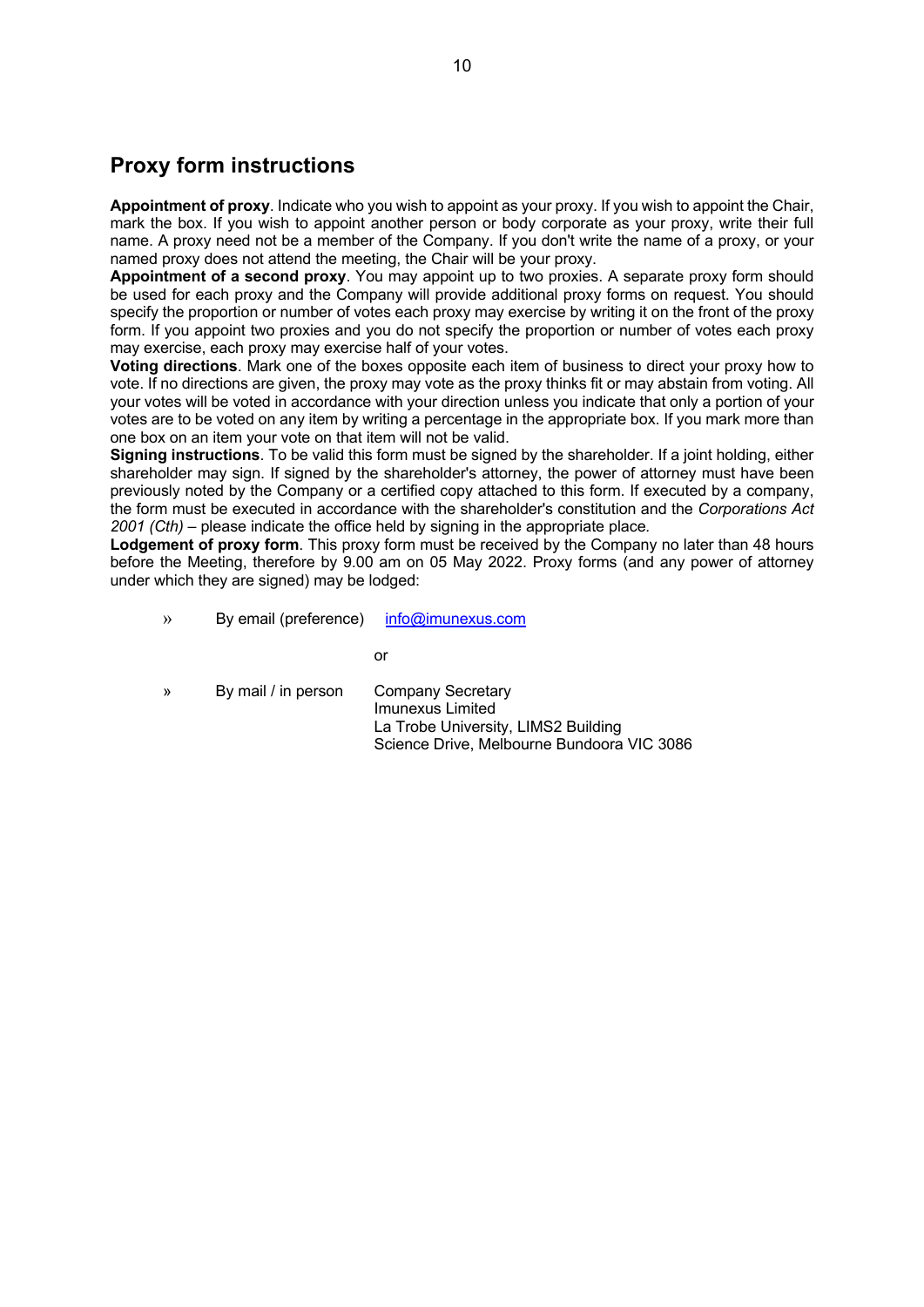## Proxy form instructions

**Appointment of proxy**. Indicate who you wish to appoint as your proxy. If you wish to appoint the Chair, mark the box. If you wish to appoint another person or body corporate as your proxy, write their full name. A proxy need not be a member of the Company. If you don't write the name of a proxy, or your named proxy does not attend the meeting, the Chair will be your proxy.

**Appointment of a second proxy**. You may appoint up to two proxies. A separate proxy form should be used for each proxy and the Company will provide additional proxy forms on request. You should specify the proportion or number of votes each proxy may exercise by writing it on the front of the proxy form. If you appoint two proxies and you do not specify the proportion or number of votes each proxy may exercise, each proxy may exercise half of your votes.

**Voting directions**. Mark one of the boxes opposite each item of business to direct your proxy how to vote. If no directions are given, the proxy may vote as the proxy thinks fit or may abstain from voting. All your votes will be voted in accordance with your direction unless you indicate that only a portion of your votes are to be voted on any item by writing a percentage in the appropriate box. If you mark more than one box on an item your vote on that item will not be valid.

**Signing instructions**. To be valid this form must be signed by the shareholder. If a joint holding, either shareholder may sign. If signed by the shareholder's attorney, the power of attorney must have been previously noted by the Company or a certified copy attached to this form. If executed by a company, the form must be executed in accordance with the shareholder's constitution and the *Corporations Act 2001 (Cth)* – please indicate the office held by signing in the appropriate place.

**Lodgement of proxy form**. This proxy form must be received by the Company no later than 48 hours before the Meeting, therefore by 9.00 am on 05 May 2022. Proxy forms (and any power of attorney under which they are signed) may be lodged:

» By email (preference) info@imunexus.com

or

» By mail / in person
Company Secretary
Imunexus Limited
La Trobe University, LIMS2 Building
Science Drive, Melbourne Bundoora VIC 3086